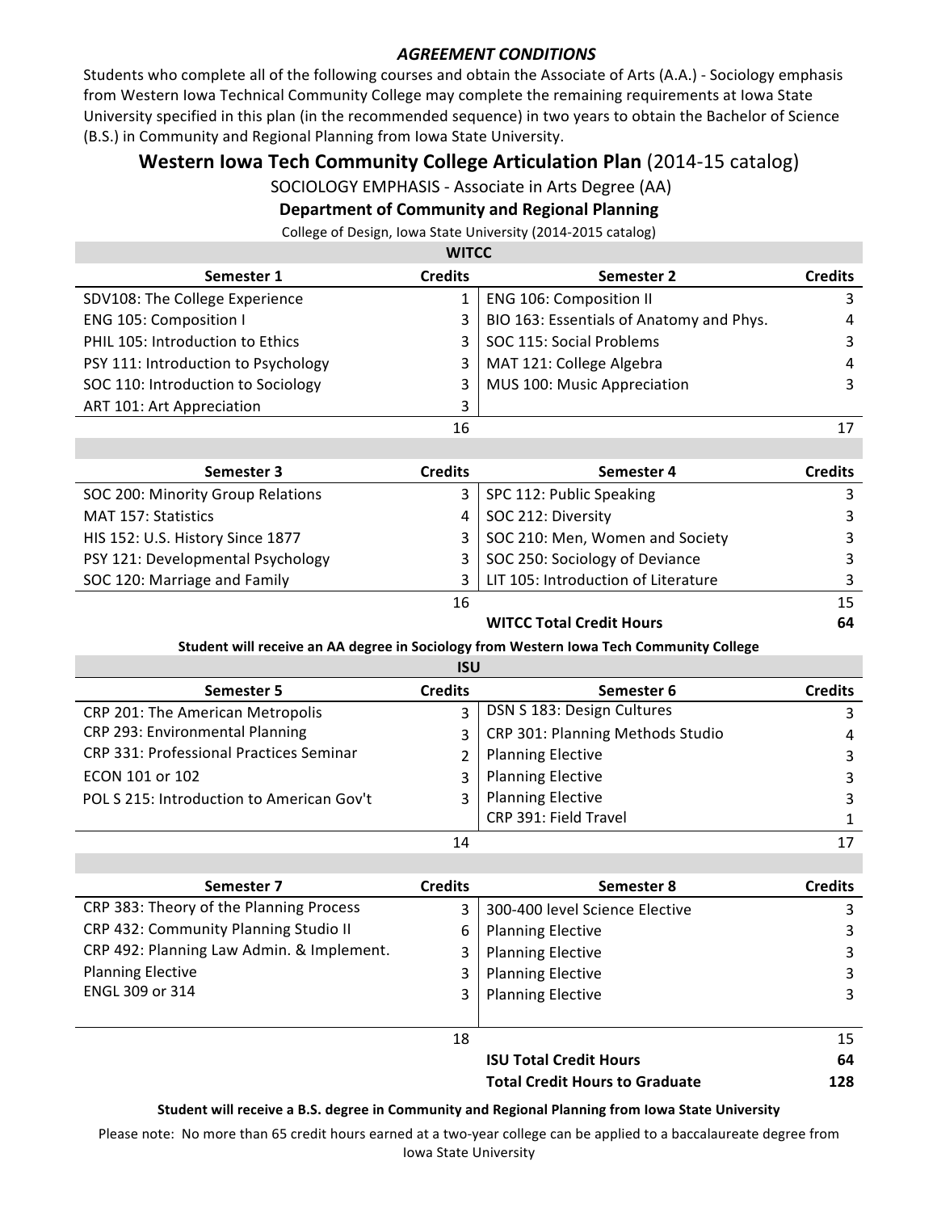***AGREEMENT CONDITIONS***

Students who complete all of the following courses and obtain the Associate of Arts (A.A.) - Sociology emphasis from Western Iowa Technical Community College may complete the remaining requirements at Iowa State University specified in this plan (in the recommended sequence) in two years to obtain the Bachelor of Science (B.S.) in Community and Regional Planning from Iowa State University.

# Western Iowa Tech Community College Articulation Plan (2014-15 catalog)

SOCIOLOGY EMPHASIS - Associate in Arts Degree (AA)

**Department of Community and Regional Planning**

College of Design, Iowa State University (2014-2015 catalog)

## WITCC

| Semester 1 | Credits | Semester 2 | Credits |
|---|---|---|---|
| SDV108: The College Experience | 1 | ENG 106: Composition II | 3 |
| ENG 105: Composition I | 3 | BIO 163: Essentials of Anatomy and Phys. | 4 |
| PHIL 105: Introduction to Ethics | 3 | SOC 115: Social Problems | 3 |
| PSY 111: Introduction to Psychology | 3 | MAT 121: College Algebra | 4 |
| SOC 110: Introduction to Sociology | 3 | MUS 100: Music Appreciation | 3 |
| ART 101: Art Appreciation | 3 | | |
| | 16 | | 17 |

| Semester 3 | Credits | Semester 4 | Credits |
|---|---|---|---|
| SOC 200: Minority Group Relations | 3 | SPC 112: Public Speaking | 3 |
| MAT 157: Statistics | 4 | SOC 212: Diversity | 3 |
| HIS 152: U.S. History Since 1877 | 3 | SOC 210: Men, Women and Society | 3 |
| PSY 121: Developmental Psychology | 3 | SOC 250: Sociology of Deviance | 3 |
| SOC 120: Marriage and Family | 3 | LIT 105: Introduction of Literature | 3 |
| | 16 | | 15 |
| | | **WITCC Total Credit Hours** | **64** |

**Student will receive an AA degree in Sociology from Western Iowa Tech Community College**

## ISU

| Semester 5 | Credits | Semester 6 | Credits |
|---|---|---|---|
| CRP 201: The American Metropolis | 3 | DSN S 183: Design Cultures | 3 |
| CRP 293: Environmental Planning | 3 | CRP 301: Planning Methods Studio | 4 |
| CRP 331: Professional Practices Seminar | 2 | Planning Elective | 3 |
| ECON 101 or 102 | 3 | Planning Elective | 3 |
| POL S 215: Introduction to American Gov't | 3 | Planning Elective | 3 |
| | | CRP 391: Field Travel | 1 |
| | 14 | | 17 |

| Semester 7 | Credits | Semester 8 | Credits |
|---|---|---|---|
| CRP 383: Theory of the Planning Process | 3 | 300-400 level Science Elective | 3 |
| CRP 432: Community Planning Studio II | 6 | Planning Elective | 3 |
| CRP 492: Planning Law Admin. & Implement. | 3 | Planning Elective | 3 |
| Planning Elective | 3 | Planning Elective | 3 |
| ENGL 309 or 314 | 3 | Planning Elective | 3 |
| | 18 | | 15 |
| | | **ISU Total Credit Hours** | **64** |
| | | **Total Credit Hours to Graduate** | **128** |

**Student will receive a B.S. degree in Community and Regional Planning from Iowa State University**

Please note: No more than 65 credit hours earned at a two-year college can be applied to a baccalaureate degree from Iowa State University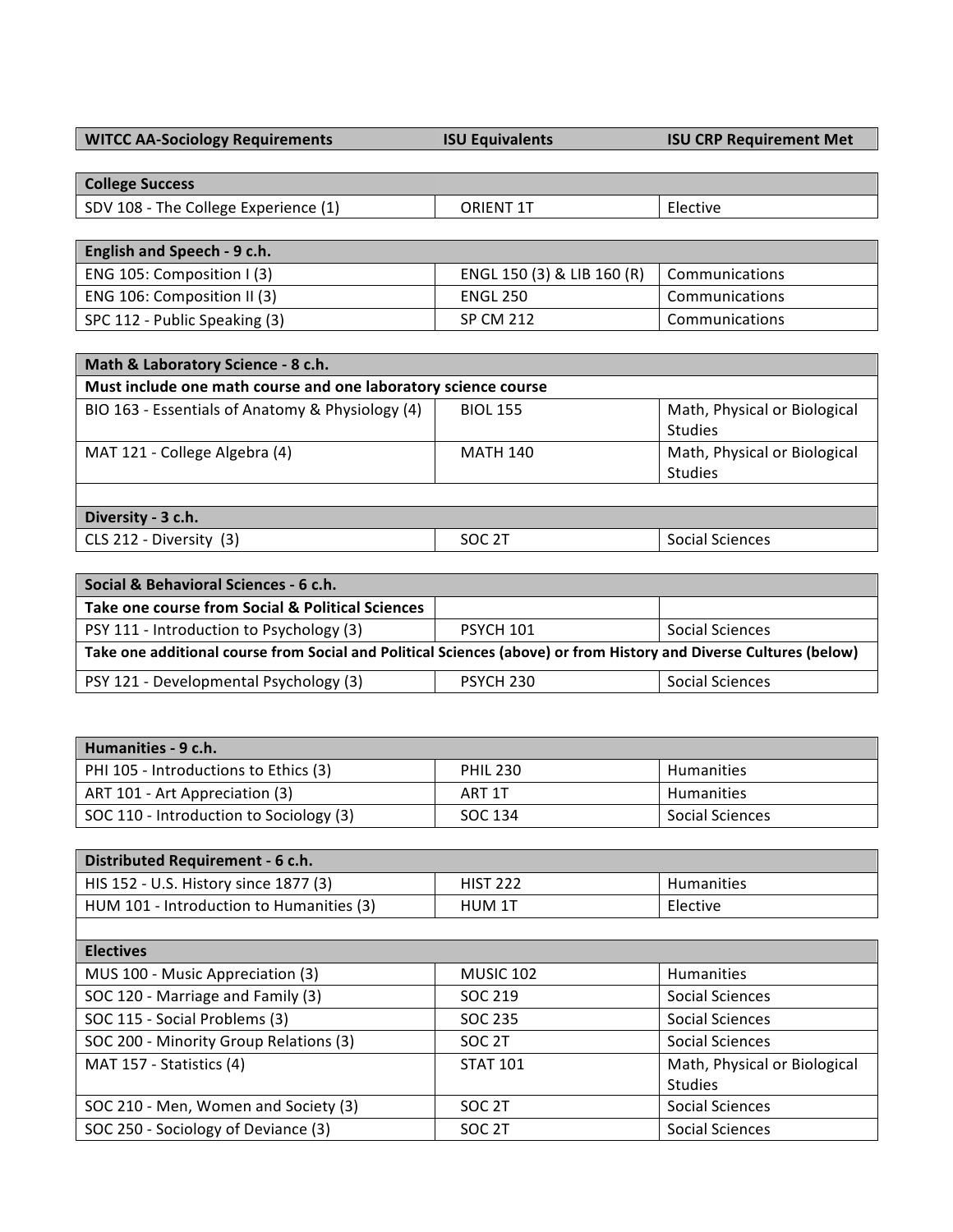| WITCC AA-Sociology Requirements | ISU Equivalents | ISU CRP Requirement Met |
|---|---|---|
| **College Success** | | |
| SDV 108 - The College Experience (1) | ORIENT 1T | Elective |
| **English and Speech - 9 c.h.** | | |
| ENG 105: Composition I (3) | ENGL 150 (3) & LIB 160 (R) | Communications |
| ENG 106: Composition II (3) | ENGL 250 | Communications |
| SPC 112 - Public Speaking (3) | SP CM 212 | Communications |
| **Math & Laboratory Science - 8 c.h.** | | |
| **Must include one math course and one laboratory science course** | | |
| BIO 163 - Essentials of Anatomy & Physiology (4) | BIOL 155 | Math, Physical or Biological Studies |
| MAT 121 - College Algebra (4) | MATH 140 | Math, Physical or Biological Studies |
| **Diversity - 3 c.h.** | | |
| CLS 212 - Diversity (3) | SOC 2T | Social Sciences |
| **Social & Behavioral Sciences - 6 c.h.** | | |
| **Take one course from Social & Political Sciences** | | |
| PSY 111 - Introduction to Psychology (3) | PSYCH 101 | Social Sciences |
| **Take one additional course from Social and Political Sciences (above) or from History and Diverse Cultures (below)** | | |
| PSY 121 - Developmental Psychology (3) | PSYCH 230 | Social Sciences |
| **Humanities - 9 c.h.** | | |
| PHI 105 - Introductions to Ethics (3) | PHIL 230 | Humanities |
| ART 101 - Art Appreciation (3) | ART 1T | Humanities |
| SOC 110 - Introduction to Sociology (3) | SOC 134 | Social Sciences |
| **Distributed Requirement - 6 c.h.** | | |
| HIS 152 - U.S. History since 1877 (3) | HIST 222 | Humanities |
| HUM 101 - Introduction to Humanities (3) | HUM 1T | Elective |
| **Electives** | | |
| MUS 100 - Music Appreciation (3) | MUSIC 102 | Humanities |
| SOC 120 - Marriage and Family (3) | SOC 219 | Social Sciences |
| SOC 115 - Social Problems (3) | SOC 235 | Social Sciences |
| SOC 200 - Minority Group Relations (3) | SOC 2T | Social Sciences |
| MAT 157 - Statistics (4) | STAT 101 | Math, Physical or Biological Studies |
| SOC 210 - Men, Women and Society (3) | SOC 2T | Social Sciences |
| SOC 250 - Sociology of Deviance (3) | SOC 2T | Social Sciences |